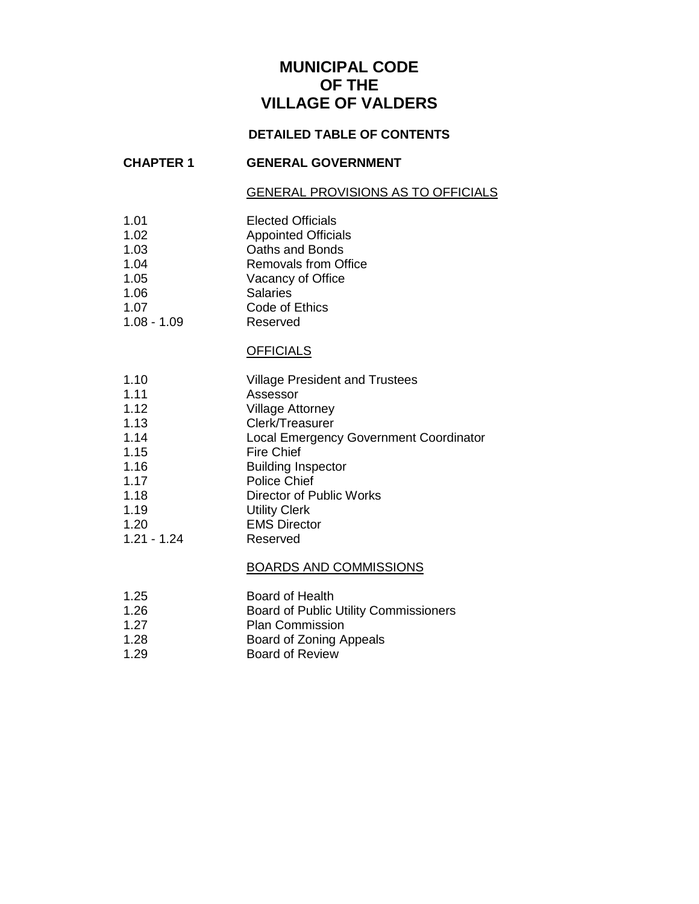# MUNICIPAL CODE OF THE VILLAGE OF VALDERS

## DETAILED TABLE OF CONTENTS

**CHAPTER 1 GENERAL GOVERNMENT**

GENERAL PROVISIONS AS TO OFFICIALS

| | |
|---|---|
| 1.01 | Elected Officials |
| 1.02 | Appointed Officials |
| 1.03 | Oaths and Bonds |
| 1.04 | Removals from Office |
| 1.05 | Vacancy of Office |
| 1.06 | Salaries |
| 1.07 | Code of Ethics |
| 1.08 - 1.09 | Reserved |

OFFICIALS

| | |
|---|---|
| 1.10 | Village President and Trustees |
| 1.11 | Assessor |
| 1.12 | Village Attorney |
| 1.13 | Clerk/Treasurer |
| 1.14 | Local Emergency Government Coordinator |
| 1.15 | Fire Chief |
| 1.16 | Building Inspector |
| 1.17 | Police Chief |
| 1.18 | Director of Public Works |
| 1.19 | Utility Clerk |
| 1.20 | EMS Director |
| 1.21 - 1.24 | Reserved |

BOARDS AND COMMISSIONS

| | |
|---|---|
| 1.25 | Board of Health |
| 1.26 | Board of Public Utility Commissioners |
| 1.27 | Plan Commission |
| 1.28 | Board of Zoning Appeals |
| 1.29 | Board of Review |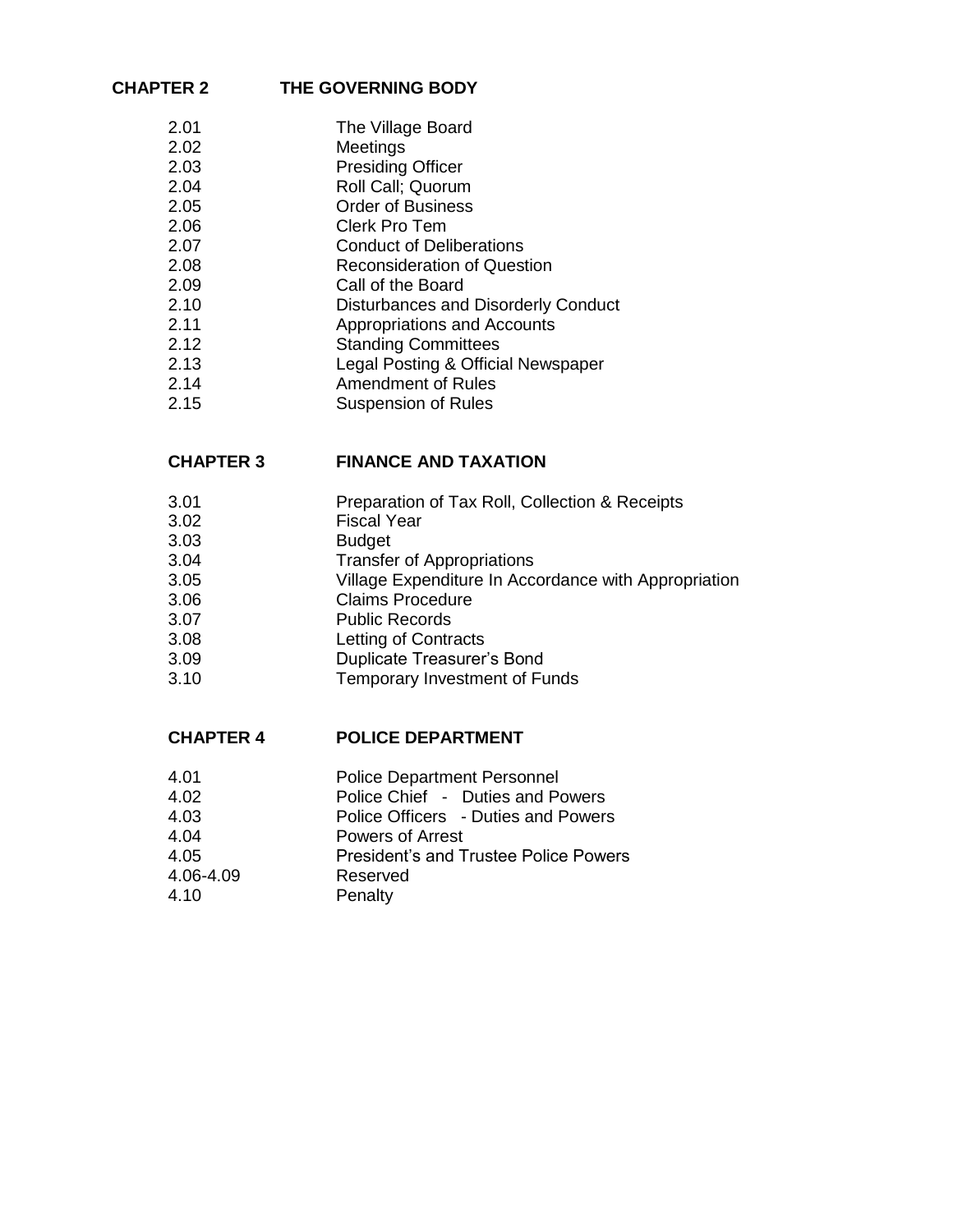## CHAPTER 2 THE GOVERNING BODY

| | |
|---|---|
| 2.01 | The Village Board |
| 2.02 | Meetings |
| 2.03 | Presiding Officer |
| 2.04 | Roll Call; Quorum |
| 2.05 | Order of Business |
| 2.06 | Clerk Pro Tem |
| 2.07 | Conduct of Deliberations |
| 2.08 | Reconsideration of Question |
| 2.09 | Call of the Board |
| 2.10 | Disturbances and Disorderly Conduct |
| 2.11 | Appropriations and Accounts |
| 2.12 | Standing Committees |
| 2.13 | Legal Posting & Official Newspaper |
| 2.14 | Amendment of Rules |
| 2.15 | Suspension of Rules |

## CHAPTER 3 FINANCE AND TAXATION

| | |
|---|---|
| 3.01 | Preparation of Tax Roll, Collection & Receipts |
| 3.02 | Fiscal Year |
| 3.03 | Budget |
| 3.04 | Transfer of Appropriations |
| 3.05 | Village Expenditure In Accordance with Appropriation |
| 3.06 | Claims Procedure |
| 3.07 | Public Records |
| 3.08 | Letting of Contracts |
| 3.09 | Duplicate Treasurer's Bond |
| 3.10 | Temporary Investment of Funds |

## CHAPTER 4 POLICE DEPARTMENT

| | |
|---|---|
| 4.01 | Police Department Personnel |
| 4.02 | Police Chief - Duties and Powers |
| 4.03 | Police Officers - Duties and Powers |
| 4.04 | Powers of Arrest |
| 4.05 | President's and Trustee Police Powers |
| 4.06-4.09 | Reserved |
| 4.10 | Penalty |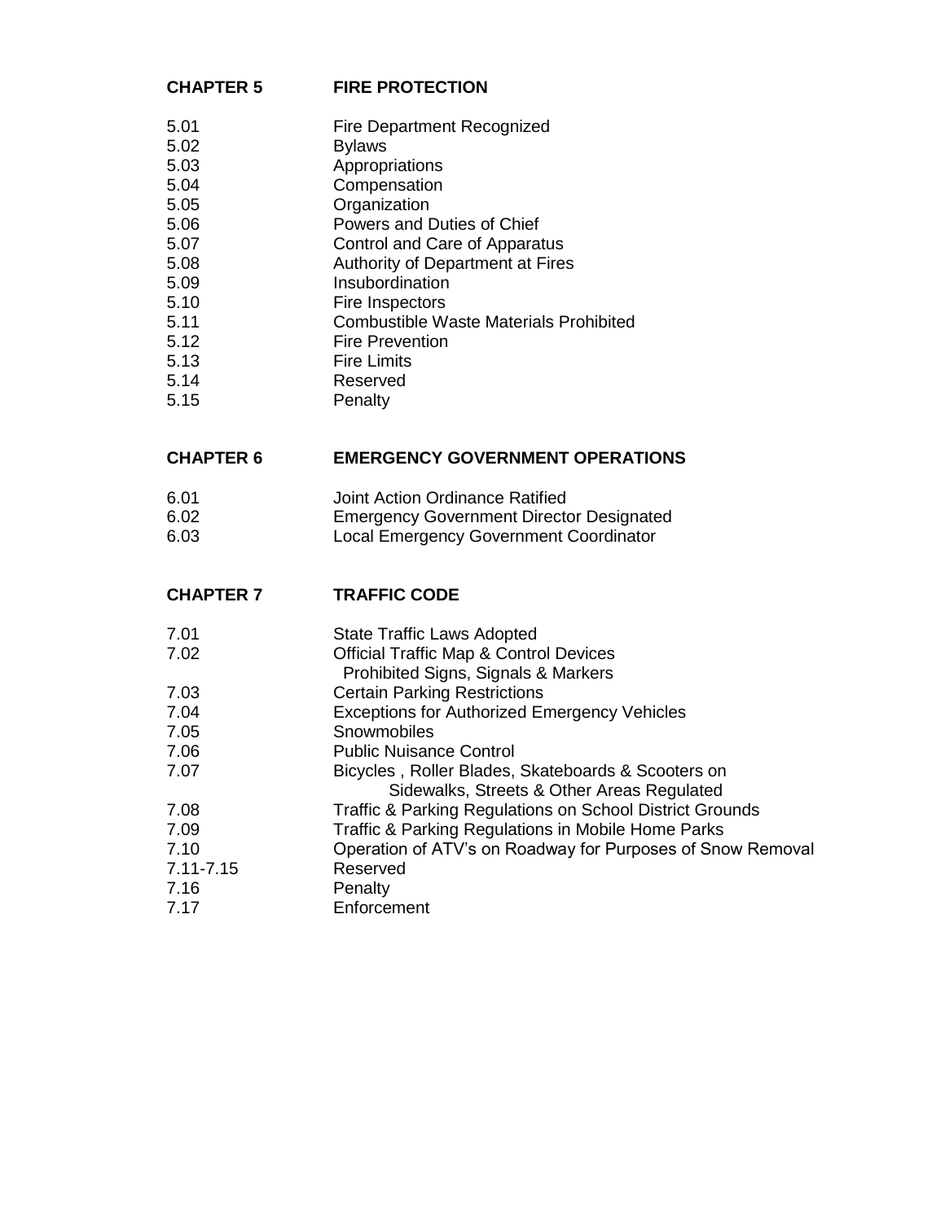## CHAPTER 5 FIRE PROTECTION

| | |
|---|---|
| 5.01 | Fire Department Recognized |
| 5.02 | Bylaws |
| 5.03 | Appropriations |
| 5.04 | Compensation |
| 5.05 | Organization |
| 5.06 | Powers and Duties of Chief |
| 5.07 | Control and Care of Apparatus |
| 5.08 | Authority of Department at Fires |
| 5.09 | Insubordination |
| 5.10 | Fire Inspectors |
| 5.11 | Combustible Waste Materials Prohibited |
| 5.12 | Fire Prevention |
| 5.13 | Fire Limits |
| 5.14 | Reserved |
| 5.15 | Penalty |

## CHAPTER 6 EMERGENCY GOVERNMENT OPERATIONS

| | |
|---|---|
| 6.01 | Joint Action Ordinance Ratified |
| 6.02 | Emergency Government Director Designated |
| 6.03 | Local Emergency Government Coordinator |

## CHAPTER 7 TRAFFIC CODE

| | |
|---|---|
| 7.01 | State Traffic Laws Adopted |
| 7.02 | Official Traffic Map & Control Devices Prohibited Signs, Signals & Markers |
| 7.03 | Certain Parking Restrictions |
| 7.04 | Exceptions for Authorized Emergency Vehicles |
| 7.05 | Snowmobiles |
| 7.06 | Public Nuisance Control |
| 7.07 | Bicycles , Roller Blades, Skateboards & Scooters on Sidewalks, Streets & Other Areas Regulated |
| 7.08 | Traffic & Parking Regulations on School District Grounds |
| 7.09 | Traffic & Parking Regulations in Mobile Home Parks |
| 7.10 | Operation of ATV's on Roadway for Purposes of Snow Removal |
| 7.11-7.15 | Reserved |
| 7.16 | Penalty |
| 7.17 | Enforcement |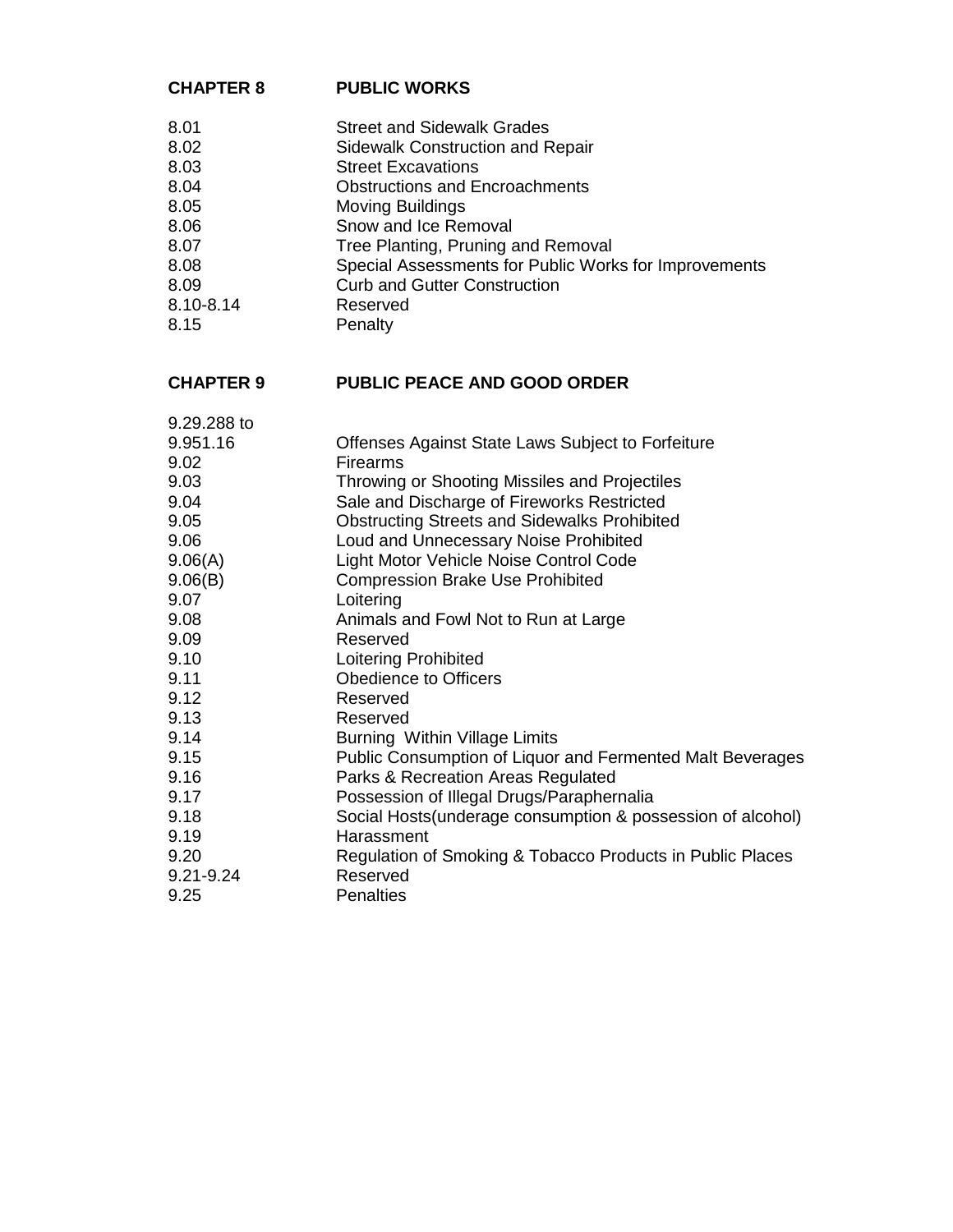## CHAPTER 8 PUBLIC WORKS

| | |
|---|---|
| 8.01 | Street and Sidewalk Grades |
| 8.02 | Sidewalk Construction and Repair |
| 8.03 | Street Excavations |
| 8.04 | Obstructions and Encroachments |
| 8.05 | Moving Buildings |
| 8.06 | Snow and Ice Removal |
| 8.07 | Tree Planting, Pruning and Removal |
| 8.08 | Special Assessments for Public Works for Improvements |
| 8.09 | Curb and Gutter Construction |
| 8.10-8.14 | Reserved |
| 8.15 | Penalty |

## CHAPTER 9 PUBLIC PEACE AND GOOD ORDER

| | |
|---|---|
| 9.29.288 to 9.951.16 | Offenses Against State Laws Subject to Forfeiture |
| 9.02 | Firearms |
| 9.03 | Throwing or Shooting Missiles and Projectiles |
| 9.04 | Sale and Discharge of Fireworks Restricted |
| 9.05 | Obstructing Streets and Sidewalks Prohibited |
| 9.06 | Loud and Unnecessary Noise Prohibited |
| 9.06(A) | Light Motor Vehicle Noise Control Code |
| 9.06(B) | Compression Brake Use Prohibited |
| 9.07 | Loitering |
| 9.08 | Animals and Fowl Not to Run at Large |
| 9.09 | Reserved |
| 9.10 | Loitering Prohibited |
| 9.11 | Obedience to Officers |
| 9.12 | Reserved |
| 9.13 | Reserved |
| 9.14 | Burning Within Village Limits |
| 9.15 | Public Consumption of Liquor and Fermented Malt Beverages |
| 9.16 | Parks & Recreation Areas Regulated |
| 9.17 | Possession of Illegal Drugs/Paraphernalia |
| 9.18 | Social Hosts(underage consumption & possession of alcohol) |
| 9.19 | Harassment |
| 9.20 | Regulation of Smoking & Tobacco Products in Public Places |
| 9.21-9.24 | Reserved |
| 9.25 | Penalties |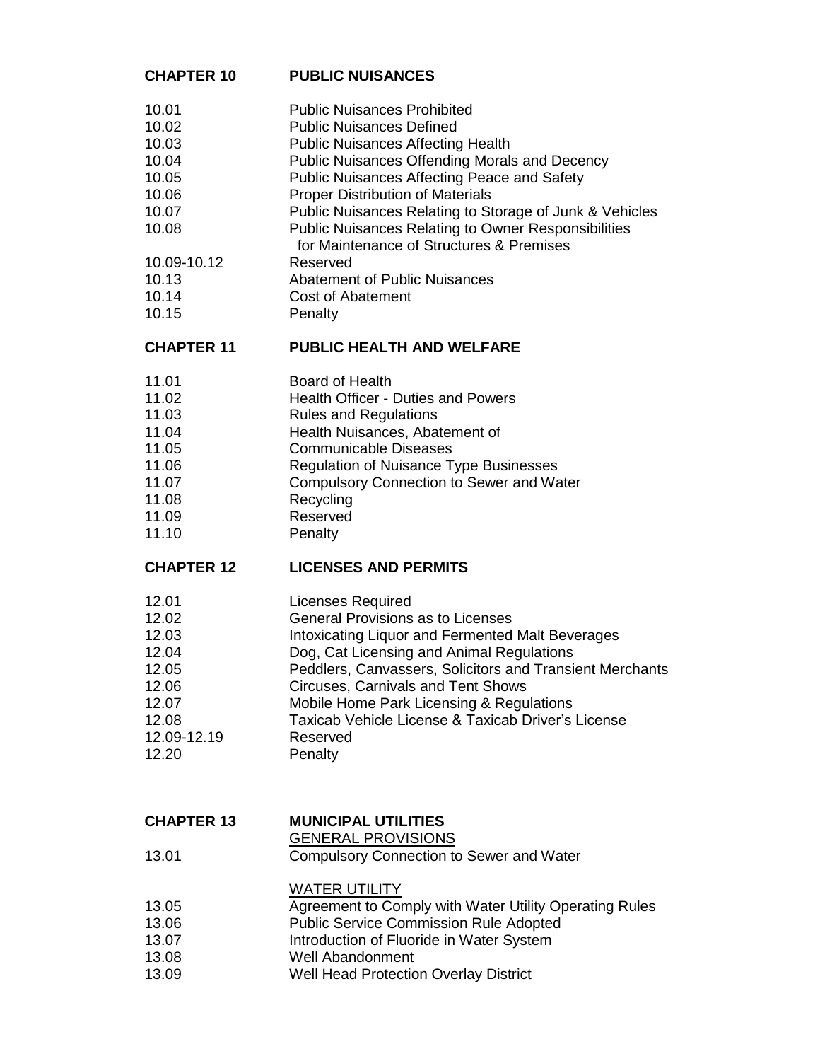## CHAPTER 10 PUBLIC NUISANCES

| | |
|---|---|
| 10.01 | Public Nuisances Prohibited |
| 10.02 | Public Nuisances Defined |
| 10.03 | Public Nuisances Affecting Health |
| 10.04 | Public Nuisances Offending Morals and Decency |
| 10.05 | Public Nuisances Affecting Peace and Safety |
| 10.06 | Proper Distribution of Materials |
| 10.07 | Public Nuisances Relating to Storage of Junk & Vehicles |
| 10.08 | Public Nuisances Relating to Owner Responsibilities for Maintenance of Structures & Premises |
| 10.09-10.12 | Reserved |
| 10.13 | Abatement of Public Nuisances |
| 10.14 | Cost of Abatement |
| 10.15 | Penalty |

## CHAPTER 11 PUBLIC HEALTH AND WELFARE

| | |
|---|---|
| 11.01 | Board of Health |
| 11.02 | Health Officer - Duties and Powers |
| 11.03 | Rules and Regulations |
| 11.04 | Health Nuisances, Abatement of |
| 11.05 | Communicable Diseases |
| 11.06 | Regulation of Nuisance Type Businesses |
| 11.07 | Compulsory Connection to Sewer and Water |
| 11.08 | Recycling |
| 11.09 | Reserved |
| 11.10 | Penalty |

## CHAPTER 12 LICENSES AND PERMITS

| | |
|---|---|
| 12.01 | Licenses Required |
| 12.02 | General Provisions as to Licenses |
| 12.03 | Intoxicating Liquor and Fermented Malt Beverages |
| 12.04 | Dog, Cat Licensing and Animal Regulations |
| 12.05 | Peddlers, Canvassers, Solicitors and Transient Merchants |
| 12.06 | Circuses, Carnivals and Tent Shows |
| 12.07 | Mobile Home Park Licensing & Regulations |
| 12.08 | Taxicab Vehicle License & Taxicab Driver's License |
| 12.09-12.19 | Reserved |
| 12.20 | Penalty |

## CHAPTER 13 MUNICIPAL UTILITIES

GENERAL PROVISIONS

| | |
|---|---|
| 13.01 | Compulsory Connection to Sewer and Water |

WATER UTILITY

| | |
|---|---|
| 13.05 | Agreement to Comply with Water Utility Operating Rules |
| 13.06 | Public Service Commission Rule Adopted |
| 13.07 | Introduction of Fluoride in Water System |
| 13.08 | Well Abandonment |
| 13.09 | Well Head Protection Overlay District |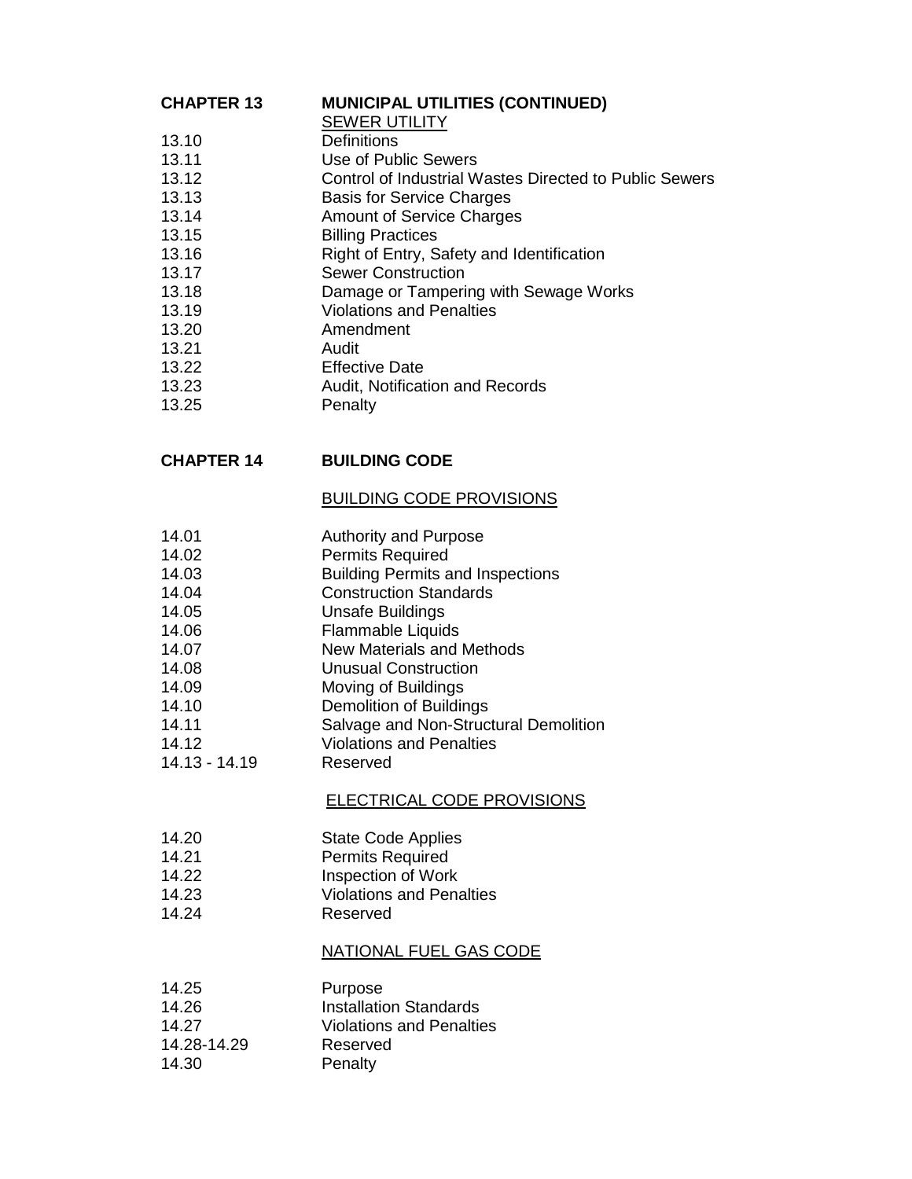## CHAPTER 13 MUNICIPAL UTILITIES (CONTINUED)

<u>SEWER UTILITY</u>

| | |
|---|---|
| 13.10 | Definitions |
| 13.11 | Use of Public Sewers |
| 13.12 | Control of Industrial Wastes Directed to Public Sewers |
| 13.13 | Basis for Service Charges |
| 13.14 | Amount of Service Charges |
| 13.15 | Billing Practices |
| 13.16 | Right of Entry, Safety and Identification |
| 13.17 | Sewer Construction |
| 13.18 | Damage or Tampering with Sewage Works |
| 13.19 | Violations and Penalties |
| 13.20 | Amendment |
| 13.21 | Audit |
| 13.22 | Effective Date |
| 13.23 | Audit, Notification and Records |
| 13.25 | Penalty |

## CHAPTER 14 BUILDING CODE

<u>BUILDING CODE PROVISIONS</u>

| | |
|---|---|
| 14.01 | Authority and Purpose |
| 14.02 | Permits Required |
| 14.03 | Building Permits and Inspections |
| 14.04 | Construction Standards |
| 14.05 | Unsafe Buildings |
| 14.06 | Flammable Liquids |
| 14.07 | New Materials and Methods |
| 14.08 | Unusual Construction |
| 14.09 | Moving of Buildings |
| 14.10 | Demolition of Buildings |
| 14.11 | Salvage and Non-Structural Demolition |
| 14.12 | Violations and Penalties |
| 14.13 - 14.19 | Reserved |

<u>ELECTRICAL CODE PROVISIONS</u>

| | |
|---|---|
| 14.20 | State Code Applies |
| 14.21 | Permits Required |
| 14.22 | Inspection of Work |
| 14.23 | Violations and Penalties |
| 14.24 | Reserved |

<u>NATIONAL FUEL GAS CODE</u>

| | |
|---|---|
| 14.25 | Purpose |
| 14.26 | Installation Standards |
| 14.27 | Violations and Penalties |
| 14.28-14.29 | Reserved |
| 14.30 | Penalty |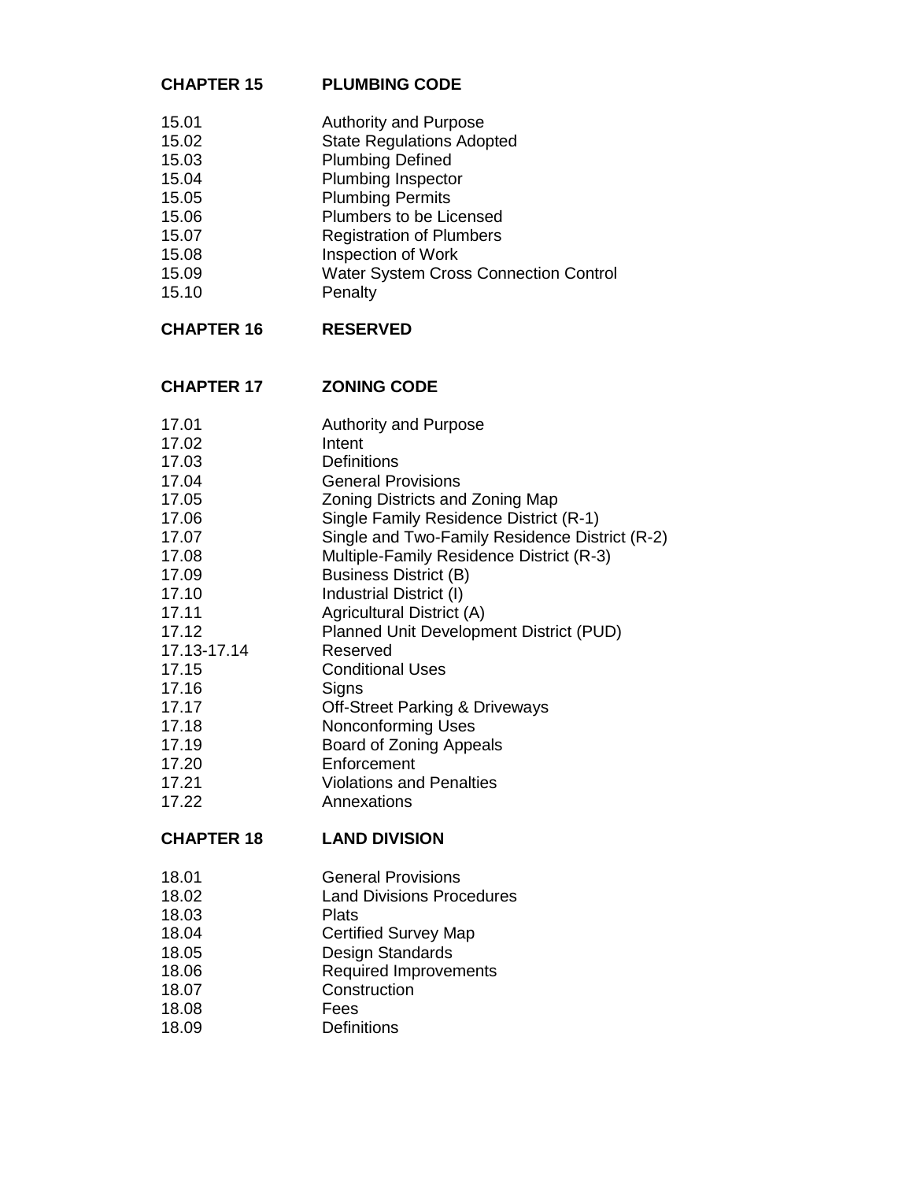## CHAPTER 15 PLUMBING CODE

| | |
|---|---|
| 15.01 | Authority and Purpose |
| 15.02 | State Regulations Adopted |
| 15.03 | Plumbing Defined |
| 15.04 | Plumbing Inspector |
| 15.05 | Plumbing Permits |
| 15.06 | Plumbers to be Licensed |
| 15.07 | Registration of Plumbers |
| 15.08 | Inspection of Work |
| 15.09 | Water System Cross Connection Control |
| 15.10 | Penalty |

## CHAPTER 16 RESERVED

## CHAPTER 17 ZONING CODE

| | |
|---|---|
| 17.01 | Authority and Purpose |
| 17.02 | Intent |
| 17.03 | Definitions |
| 17.04 | General Provisions |
| 17.05 | Zoning Districts and Zoning Map |
| 17.06 | Single Family Residence District (R-1) |
| 17.07 | Single and Two-Family Residence District (R-2) |
| 17.08 | Multiple-Family Residence District (R-3) |
| 17.09 | Business District (B) |
| 17.10 | Industrial District (I) |
| 17.11 | Agricultural District (A) |
| 17.12 | Planned Unit Development District (PUD) |
| 17.13-17.14 | Reserved |
| 17.15 | Conditional Uses |
| 17.16 | Signs |
| 17.17 | Off-Street Parking & Driveways |
| 17.18 | Nonconforming Uses |
| 17.19 | Board of Zoning Appeals |
| 17.20 | Enforcement |
| 17.21 | Violations and Penalties |
| 17.22 | Annexations |

## CHAPTER 18 LAND DIVISION

| | |
|---|---|
| 18.01 | General Provisions |
| 18.02 | Land Divisions Procedures |
| 18.03 | Plats |
| 18.04 | Certified Survey Map |
| 18.05 | Design Standards |
| 18.06 | Required Improvements |
| 18.07 | Construction |
| 18.08 | Fees |
| 18.09 | Definitions |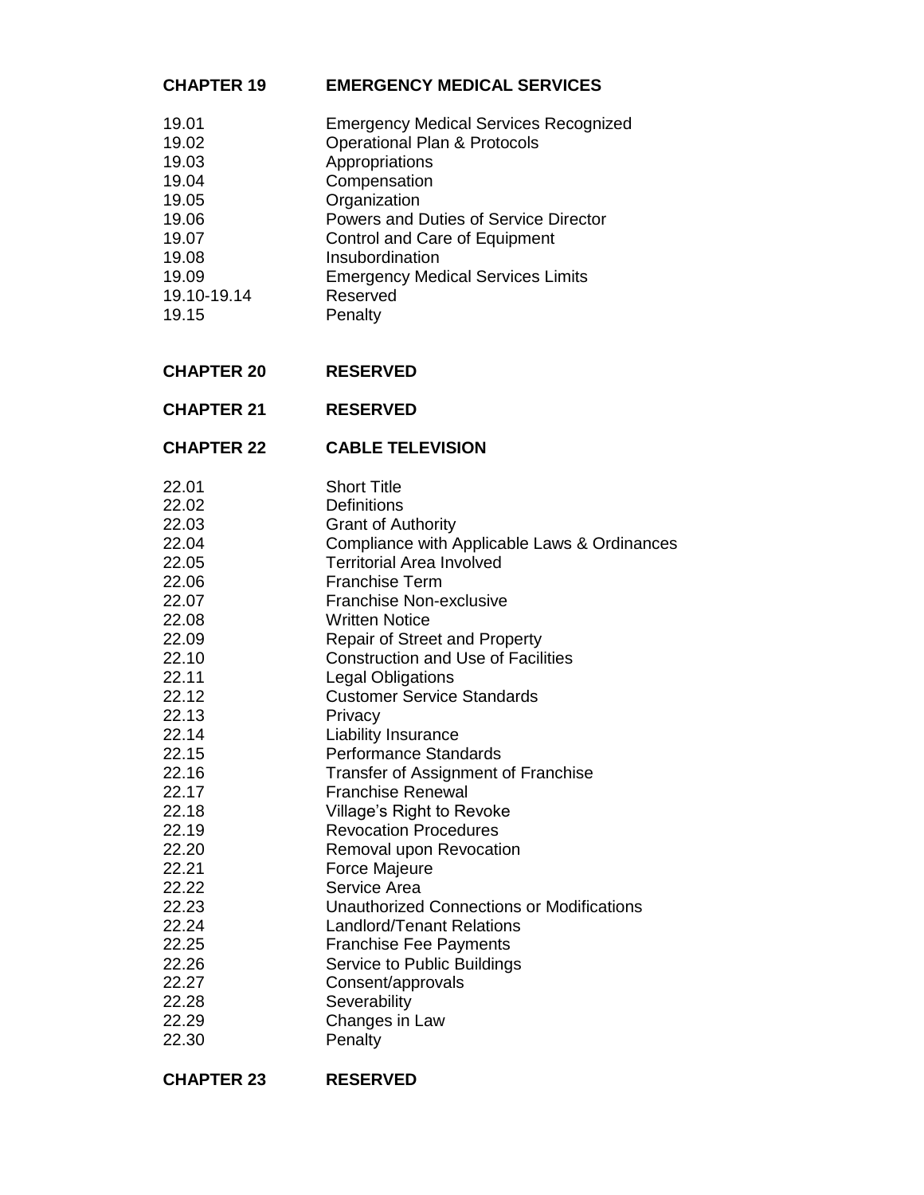**CHAPTER 19 EMERGENCY MEDICAL SERVICES**

| | |
|---|---|
| 19.01 | Emergency Medical Services Recognized |
| 19.02 | Operational Plan & Protocols |
| 19.03 | Appropriations |
| 19.04 | Compensation |
| 19.05 | Organization |
| 19.06 | Powers and Duties of Service Director |
| 19.07 | Control and Care of Equipment |
| 19.08 | Insubordination |
| 19.09 | Emergency Medical Services Limits |
| 19.10-19.14 | Reserved |
| 19.15 | Penalty |

**CHAPTER 20 RESERVED**

**CHAPTER 21 RESERVED**

**CHAPTER 22 CABLE TELEVISION**

| | |
|---|---|
| 22.01 | Short Title |
| 22.02 | Definitions |
| 22.03 | Grant of Authority |
| 22.04 | Compliance with Applicable Laws & Ordinances |
| 22.05 | Territorial Area Involved |
| 22.06 | Franchise Term |
| 22.07 | Franchise Non-exclusive |
| 22.08 | Written Notice |
| 22.09 | Repair of Street and Property |
| 22.10 | Construction and Use of Facilities |
| 22.11 | Legal Obligations |
| 22.12 | Customer Service Standards |
| 22.13 | Privacy |
| 22.14 | Liability Insurance |
| 22.15 | Performance Standards |
| 22.16 | Transfer of Assignment of Franchise |
| 22.17 | Franchise Renewal |
| 22.18 | Village's Right to Revoke |
| 22.19 | Revocation Procedures |
| 22.20 | Removal upon Revocation |
| 22.21 | Force Majeure |
| 22.22 | Service Area |
| 22.23 | Unauthorized Connections or Modifications |
| 22.24 | Landlord/Tenant Relations |
| 22.25 | Franchise Fee Payments |
| 22.26 | Service to Public Buildings |
| 22.27 | Consent/approvals |
| 22.28 | Severability |
| 22.29 | Changes in Law |
| 22.30 | Penalty |

**CHAPTER 23 RESERVED**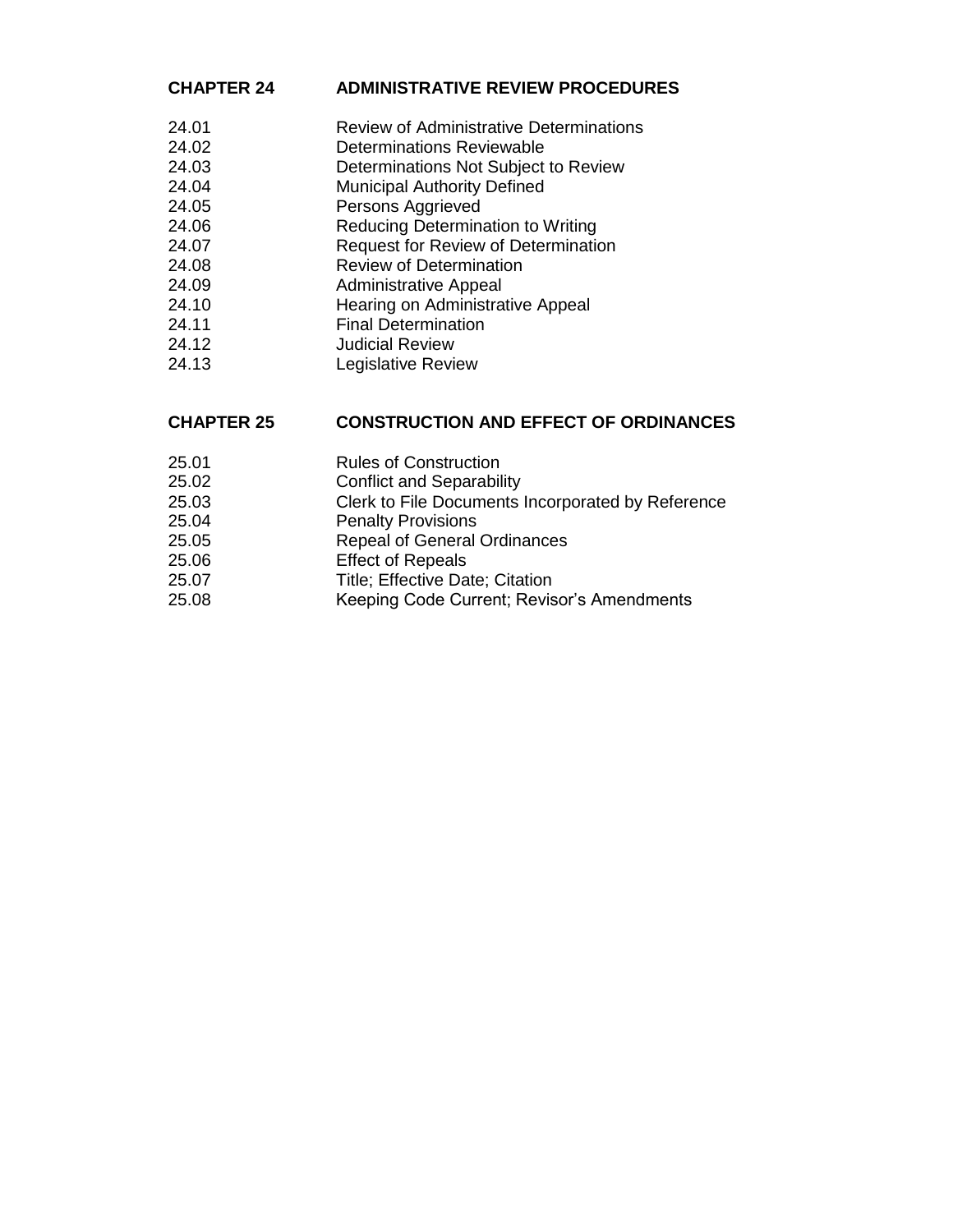## CHAPTER 24 ADMINISTRATIVE REVIEW PROCEDURES

| | |
|---|---|
| 24.01 | Review of Administrative Determinations |
| 24.02 | Determinations Reviewable |
| 24.03 | Determinations Not Subject to Review |
| 24.04 | Municipal Authority Defined |
| 24.05 | Persons Aggrieved |
| 24.06 | Reducing Determination to Writing |
| 24.07 | Request for Review of Determination |
| 24.08 | Review of Determination |
| 24.09 | Administrative Appeal |
| 24.10 | Hearing on Administrative Appeal |
| 24.11 | Final Determination |
| 24.12 | Judicial Review |
| 24.13 | Legislative Review |

## CHAPTER 25 CONSTRUCTION AND EFFECT OF ORDINANCES

| | |
|---|---|
| 25.01 | Rules of Construction |
| 25.02 | Conflict and Separability |
| 25.03 | Clerk to File Documents Incorporated by Reference |
| 25.04 | Penalty Provisions |
| 25.05 | Repeal of General Ordinances |
| 25.06 | Effect of Repeals |
| 25.07 | Title; Effective Date; Citation |
| 25.08 | Keeping Code Current; Revisor's Amendments |